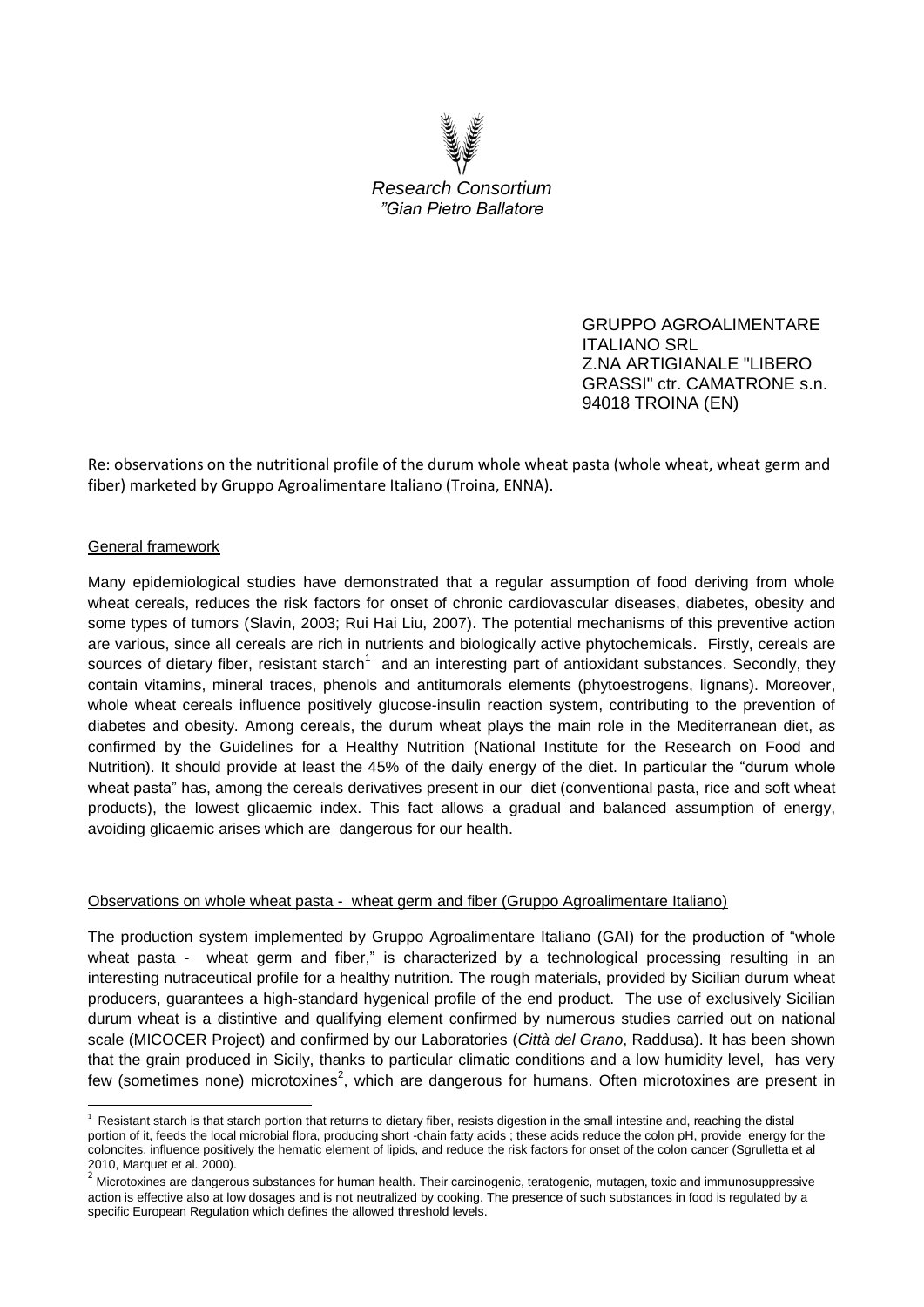*Research Consortium*
*"Gian Pietro Ballatore*

GRUPPO AGROALIMENTARE ITALIANO SRL
Z.NA ARTIGIANALE "LIBERO GRASSI" ctr. CAMATRONE s.n.
94018 TROINA (EN)

Re: observations on the nutritional profile of the durum whole wheat pasta (whole wheat, wheat germ and fiber) marketed by Gruppo Agroalimentare Italiano (Troina, ENNA).

## General framework

Many epidemiological studies have demonstrated that a regular assumption of food deriving from whole wheat cereals, reduces the risk factors for onset of chronic cardiovascular diseases, diabetes, obesity and some types of tumors (Slavin, 2003; Rui Hai Liu, 2007). The potential mechanisms of this preventive action are various, since all cereals are rich in nutrients and biologically active phytochemicals. Firstly, cereals are sources of dietary fiber, resistant starch[1] and an interesting part of antioxidant substances. Secondly, they contain vitamins, mineral traces, phenols and antitumorals elements (phytoestrogens, lignans). Moreover, whole wheat cereals influence positively glucose-insulin reaction system, contributing to the prevention of diabetes and obesity. Among cereals, the durum wheat plays the main role in the Mediterranean diet, as confirmed by the Guidelines for a Healthy Nutrition (National Institute for the Research on Food and Nutrition). It should provide at least the 45% of the daily energy of the diet. In particular the "durum whole wheat pasta" has, among the cereals derivatives present in our diet (conventional pasta, rice and soft wheat products), the lowest glicaemic index. This fact allows a gradual and balanced assumption of energy, avoiding glicaemic arises which are dangerous for our health.

## Observations on whole wheat pasta - wheat germ and fiber (Gruppo Agroalimentare Italiano)

The production system implemented by Gruppo Agroalimentare Italiano (GAI) for the production of "whole wheat pasta - wheat germ and fiber," is characterized by a technological processing resulting in an interesting nutraceutical profile for a healthy nutrition. The rough materials, provided by Sicilian durum wheat producers, guarantees a high-standard hygenical profile of the end product. The use of exclusively Sicilian durum wheat is a distintive and qualifying element confirmed by numerous studies carried out on national scale (MICOCER Project) and confirmed by our Laboratories (*Città del Grano*, Raddusa). It has been shown that the grain produced in Sicily, thanks to particular climatic conditions and a low humidity level, has very few (sometimes none) microtoxines[2], which are dangerous for humans. Often microtoxines are present in

---

[1] Resistant starch is that starch portion that returns to dietary fiber, resists digestion in the small intestine and, reaching the distal portion of it, feeds the local microbial flora, producing short -chain fatty acids ; these acids reduce the colon pH, provide energy for the coloncites, influence positively the hematic element of lipids, and reduce the risk factors for onset of the colon cancer (Sgrulletta et al 2010, Marquet et al. 2000).

[2] Microtoxines are dangerous substances for human health. Their carcinogenic, teratogenic, mutagen, toxic and immunosuppressive action is effective also at low dosages and is not neutralized by cooking. The presence of such substances in food is regulated by a specific European Regulation which defines the allowed threshold levels.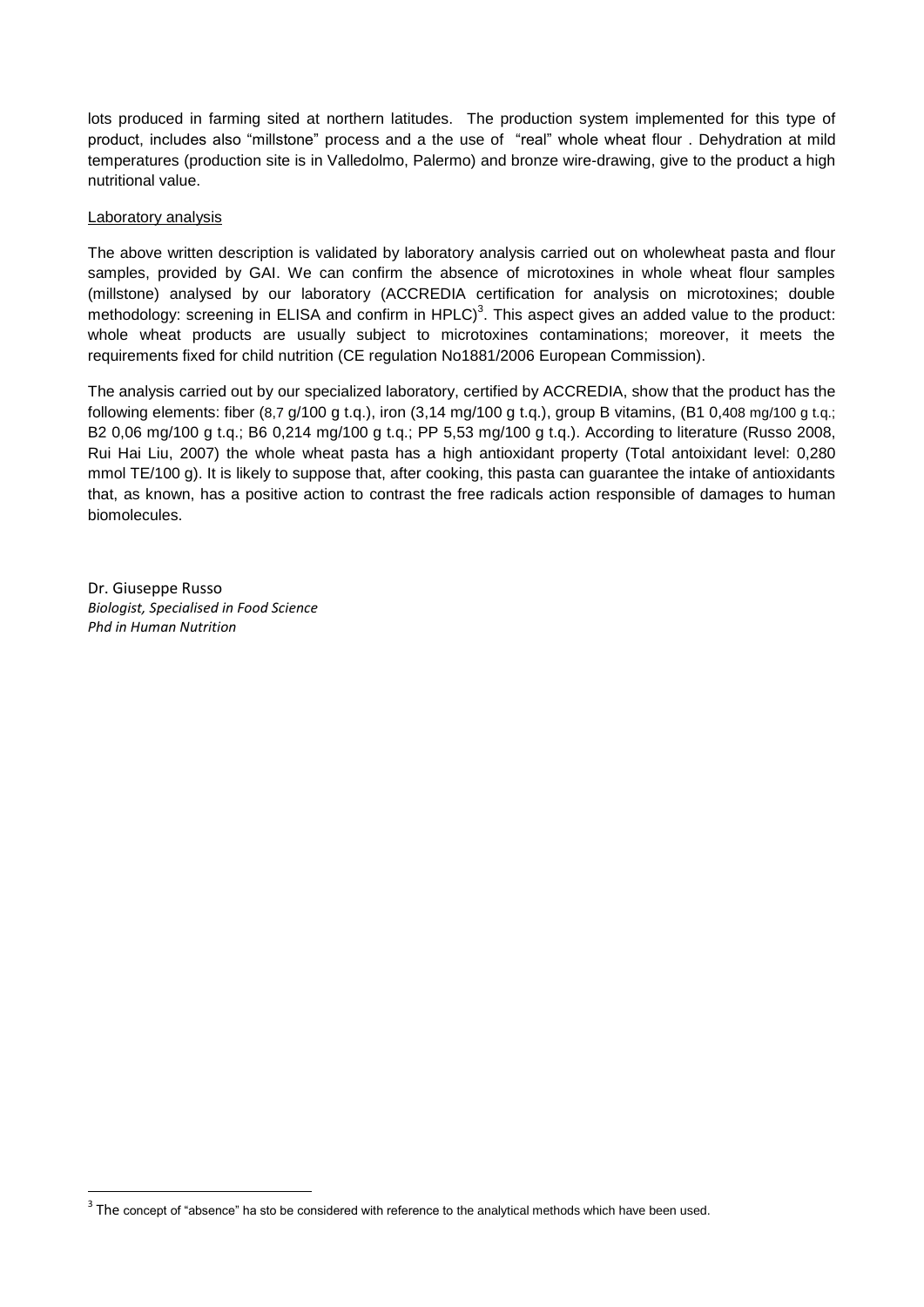lots produced in farming sited at northern latitudes. The production system implemented for this type of product, includes also "millstone" process and a the use of "real" whole wheat flour . Dehydration at mild temperatures (production site is in Valledolmo, Palermo) and bronze wire-drawing, give to the product a high nutritional value.

Laboratory analysis

The above written description is validated by laboratory analysis carried out on wholewheat pasta and flour samples, provided by GAI. We can confirm the absence of microtoxines in whole wheat flour samples (millstone) analysed by our laboratory (ACCREDIA certification for analysis on microtoxines; double methodology: screening in ELISA and confirm in HPLC)[3]. This aspect gives an added value to the product: whole wheat products are usually subject to microtoxines contaminations; moreover, it meets the requirements fixed for child nutrition (CE regulation No1881/2006 European Commission).

The analysis carried out by our specialized laboratory, certified by ACCREDIA, show that the product has the following elements: fiber (8,7 g/100 g t.q.), iron (3,14 mg/100 g t.q.), group B vitamins, (B1 0,408 mg/100 g t.q.; B2 0,06 mg/100 g t.q.; B6 0,214 mg/100 g t.q.; PP 5,53 mg/100 g t.q.). According to literature (Russo 2008, Rui Hai Liu, 2007) the whole wheat pasta has a high antioxidant property (Total antoixidant level: 0,280 mmol TE/100 g). It is likely to suppose that, after cooking, this pasta can guarantee the intake of antioxidants that, as known, has a positive action to contrast the free radicals action responsible of damages to human biomolecules.

Dr. Giuseppe Russo
*Biologist, Specialised in Food Science*
*Phd in Human Nutrition*

[3] The concept of "absence" ha sto be considered with reference to the analytical methods which have been used.